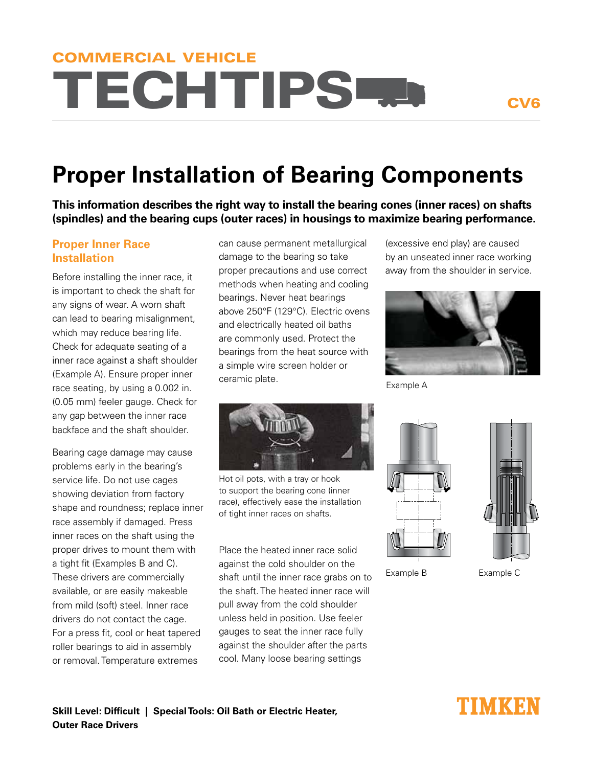COMMERCIAL VEHICLE

# TECHTIPS

CV6

## Proper Installation of Bearing Components

**This information describes the right way to install the bearing cones (inner races) on shafts (spindles) and the bearing cups (outer races) in housings to maximize bearing performance.**

### Proper Inner Race Installation

Before installing the inner race, it is important to check the shaft for any signs of wear. A worn shaft can lead to bearing misalignment, which may reduce bearing life. Check for adequate seating of a inner race against a shaft shoulder (Example A). Ensure proper inner race seating, by using a 0.002 in. (0.05 mm) feeler gauge. Check for any gap between the inner race backface and the shaft shoulder.

Bearing cage damage may cause problems early in the bearing's service life. Do not use cages showing deviation from factory shape and roundness; replace inner race assembly if damaged. Press inner races on the shaft using the proper drives to mount them with a tight fit (Examples B and C). These drivers are commercially available, or are easily makeable from mild (soft) steel. Inner race drivers do not contact the cage. For a press fit, cool or heat tapered roller bearings to aid in assembly or removal. Temperature extremes can cause permanent metallurgical damage to the bearing so take proper precautions and use correct methods when heating and cooling bearings. Never heat bearings above 250°F (129°C). Electric ovens and electrically heated oil baths are commonly used. Protect the bearings from the heat source with a simple wire screen holder or ceramic plate.

Hot oil pots, with a tray or hook to support the bearing cone (inner race), effectively ease the installation of tight inner races on shafts.

Place the heated inner race solid against the cold shoulder on the shaft until the inner race grabs on to the shaft. The heated inner race will pull away from the cold shoulder unless held in position. Use feeler gauges to seat the inner race fully against the shoulder after the parts cool. Many loose bearing settings (excessive end play) are caused by an unseated inner race working away from the shoulder in service.

Example A

Example B

Example C

**Skill Level: Difficult | Special Tools: Oil Bath or Electric Heater, Outer Race Drivers**

TIMKEN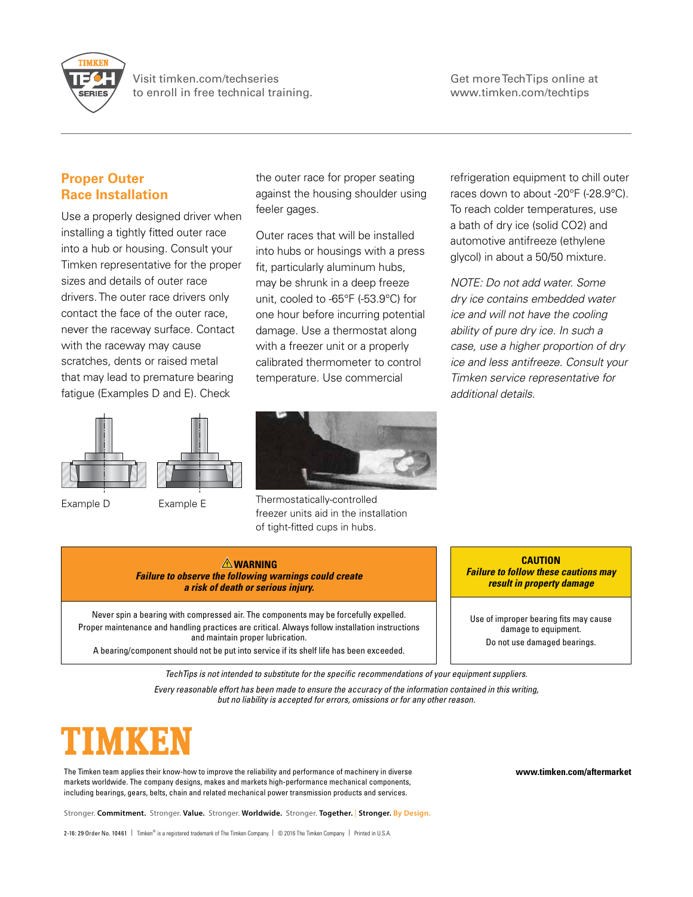Visit timken.com/techseries
to enroll in free technical training.

Get more TechTips online at
www.timken.com/techtips

## Proper Outer Race Installation

Use a properly designed driver when installing a tightly fitted outer race into a hub or housing. Consult your Timken representative for the proper sizes and details of outer race drivers. The outer race drivers only contact the face of the outer race, never the raceway surface. Contact with the raceway may cause scratches, dents or raised metal that may lead to premature bearing fatigue (Examples D and E). Check the outer race for proper seating against the housing shoulder using feeler gages.

Outer races that will be installed into hubs or housings with a press fit, particularly aluminum hubs, may be shrunk in a deep freeze unit, cooled to -65°F (-53.9°C) for one hour before incurring potential damage. Use a thermostat along with a freezer unit or a properly calibrated thermometer to control temperature. Use commercial refrigeration equipment to chill outer races down to about -20°F (-28.9°C). To reach colder temperatures, use a bath of dry ice (solid $CO_2$) and automotive antifreeze (ethylene glycol) in about a 50/50 mixture.

*NOTE: Do not add water. Some dry ice contains embedded water ice and will not have the cooling ability of pure dry ice. In such a case, use a higher proportion of dry ice and less antifreeze. Consult your Timken service representative for additional details.*

Example D

Example E

Thermostatically-controlled freezer units aid in the installation of tight-fitted cups in hubs.

**⚠WARNING**
***Failure to observe the following warnings could create a risk of death or serious injury.***

Never spin a bearing with compressed air. The components may be forcefully expelled.
Proper maintenance and handling practices are critical. Always follow installation instructions and maintain proper lubrication.
A bearing/component should not be put into service if its shelf life has been exceeded.

**CAUTION**
***Failure to follow these cautions may result in property damage***

Use of improper bearing fits may cause damage to equipment.
Do not use damaged bearings.

*TechTips is not intended to substitute for the specific recommendations of your equipment suppliers.*

*Every reasonable effort has been made to ensure the accuracy of the information contained in this writing, but no liability is accepted for errors, omissions or for any other reason.*

**TIMKEN**

The Timken team applies their know-how to improve the reliability and performance of machinery in diverse markets worldwide. The company designs, makes and markets high-performance mechanical components, including bearings, gears, belts, chain and related mechanical power transmission products and services.

**www.timken.com/aftermarket**

Stronger. **Commitment.** Stronger. **Value.** Stronger. **Worldwide.** Stronger. **Together.** | **Stronger.** By Design.

2-16: 29 Order No. 10461 | Timken® is a registered trademark of The Timken Company. | © 2016 The Timken Company | Printed in U.S.A.